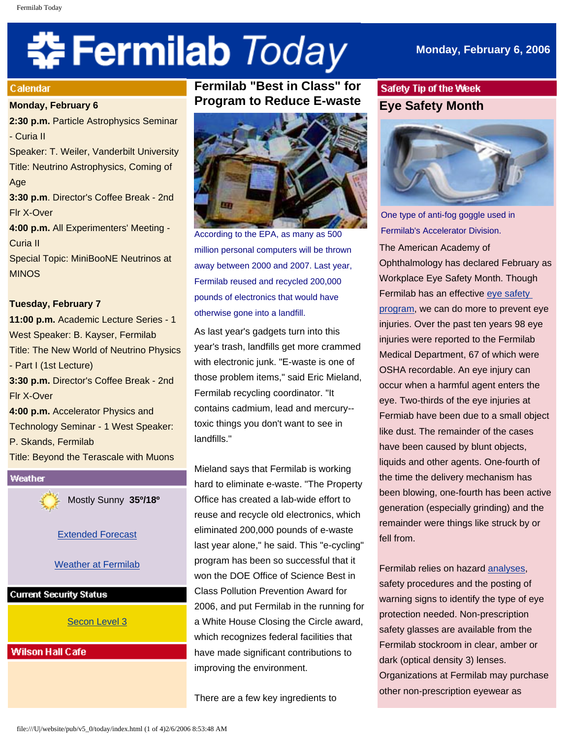# Fermilab Today

**Monday, February 6, 2006**

## Calendar

**Monday, February 6**

**2:30 p.m.** Particle Astrophysics Seminar - Curia II
Speaker: T. Weiler, Vanderbilt University
Title: Neutrino Astrophysics, Coming of Age

**3:30 p.m**. Director's Coffee Break - 2nd Flr X-Over

**4:00 p.m.** All Experimenters' Meeting - Curia II
Special Topic: MiniBooNE Neutrinos at MINOS

**Tuesday, February 7**

**11:00 p.m.** Academic Lecture Series - 1 West Speaker: B. Kayser, Fermilab
Title: The New World of Neutrino Physics - Part I (1st Lecture)

**3:30 p.m.** Director's Coffee Break - 2nd Flr X-Over

**4:00 p.m.** Accelerator Physics and Technology Seminar - 1 West Speaker: P. Skands, Fermilab
Title: Beyond the Terascale with Muons

## Weather

Mostly Sunny **35º/18º**

Extended Forecast

Weather at Fermilab

## Current Security Status

Secon Level 3

## Wilson Hall Cafe

## Fermilab "Best in Class" for Program to Reduce E-waste

According to the EPA, as many as 500 million personal computers will be thrown away between 2000 and 2007. Last year, Fermilab reused and recycled 200,000 pounds of electronics that would have otherwise gone into a landfill.

As last year's gadgets turn into this year's trash, landfills get more crammed with electronic junk. "E-waste is one of those problem items," said Eric Mieland, Fermilab recycling coordinator. "It contains cadmium, lead and mercury--toxic things you don't want to see in landfills."

Mieland says that Fermilab is working hard to eliminate e-waste. "The Property Office has created a lab-wide effort to reuse and recycle old electronics, which eliminated 200,000 pounds of e-waste last year alone," he said. This "e-cycling" program has been so successful that it won the DOE Office of Science Best in Class Pollution Prevention Award for 2006, and put Fermilab in the running for a White House Closing the Circle award, which recognizes federal facilities that have made significant contributions to improving the environment.

There are a few key ingredients to

## Safety Tip of the Week

## Eye Safety Month

One type of anti-fog goggle used in Fermilab's Accelerator Division.

The American Academy of Ophthalmology has declared February as Workplace Eye Safety Month. Though Fermilab has an effective eye safety program, we can do more to prevent eye injuries. Over the past ten years 98 eye injuries were reported to the Fermilab Medical Department, 67 of which were OSHA recordable. An eye injury can occur when a harmful agent enters the eye. Two-thirds of the eye injuries at Fermiab have been due to a small object like dust. The remainder of the cases have been caused by blunt objects, liquids and other agents. One-fourth of the time the delivery mechanism has been blowing, one-fourth has been active generation (especially grinding) and the remainder were things like struck by or fell from.

Fermilab relies on hazard analyses, safety procedures and the posting of warning signs to identify the type of eye protection needed. Non-prescription safety glasses are available from the Fermilab stockroom in clear, amber or dark (optical density 3) lenses. Organizations at Fermilab may purchase other non-prescription eyewear as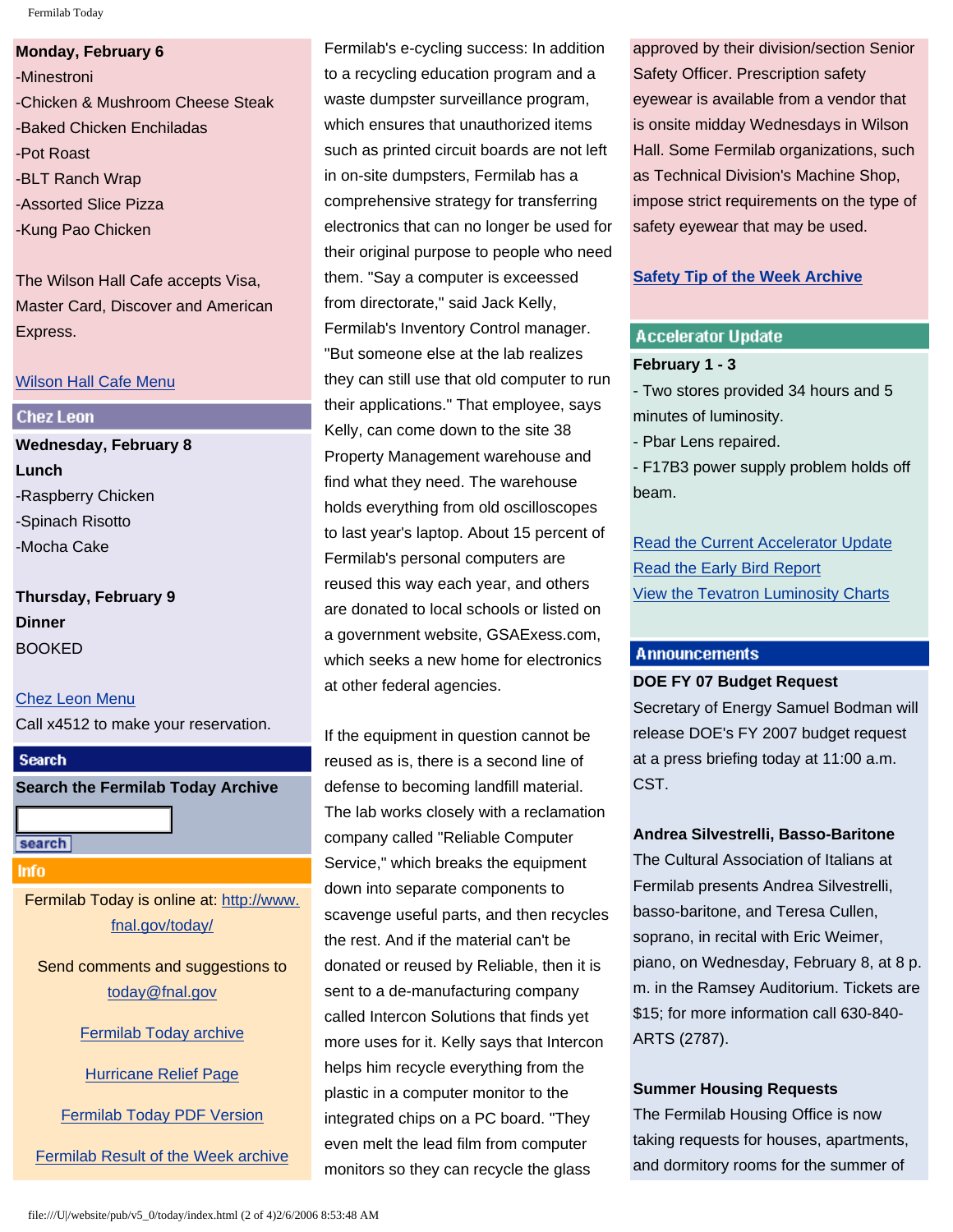**Monday, February 6**

-Minestroni
-Chicken & Mushroom Cheese Steak
-Baked Chicken Enchiladas
-Pot Roast
-BLT Ranch Wrap
-Assorted Slice Pizza
-Kung Pao Chicken

The Wilson Hall Cafe accepts Visa, Master Card, Discover and American Express.

Wilson Hall Cafe Menu

## Chez Leon

**Wednesday, February 8**
**Lunch**
-Raspberry Chicken
-Spinach Risotto
-Mocha Cake

**Thursday, February 9**
**Dinner**
BOOKED

Chez Leon Menu
Call x4512 to make your reservation.

## Search

**Search the Fermilab Today Archive**

search

## Info

Fermilab Today is online at: http://www.fnal.gov/today/

Send comments and suggestions to today@fnal.gov

Fermilab Today archive

Hurricane Relief Page

Fermilab Today PDF Version

Fermilab Result of the Week archive

Fermilab's e-cycling success: In addition to a recycling education program and a waste dumpster surveillance program, which ensures that unauthorized items such as printed circuit boards are not left in on-site dumpsters, Fermilab has a comprehensive strategy for transferring electronics that can no longer be used for their original purpose to people who need them. "Say a computer is exceessed from directorate," said Jack Kelly, Fermilab's Inventory Control manager. "But someone else at the lab realizes they can still use that old computer to run their applications." That employee, says Kelly, can come down to the site 38 Property Management warehouse and find what they need. The warehouse holds everything from old oscilloscopes to last year's laptop. About 15 percent of Fermilab's personal computers are reused this way each year, and others are donated to local schools or listed on a government website, GSAExess.com, which seeks a new home for electronics at other federal agencies.

If the equipment in question cannot be reused as is, there is a second line of defense to becoming landfill material. The lab works closely with a reclamation company called "Reliable Computer Service," which breaks the equipment down into separate components to scavenge useful parts, and then recycles the rest. And if the material can't be donated or reused by Reliable, then it is sent to a de-manufacturing company called Intercon Solutions that finds yet more uses for it. Kelly says that Intercon helps him recycle everything from the plastic in a computer monitor to the integrated chips on a PC board. "They even melt the lead film from computer monitors so they can recycle the glass

approved by their division/section Senior Safety Officer. Prescription safety eyewear is available from a vendor that is onsite midday Wednesdays in Wilson Hall. Some Fermilab organizations, such as Technical Division's Machine Shop, impose strict requirements on the type of safety eyewear that may be used.

Safety Tip of the Week Archive

## Accelerator Update

**February 1 - 3**
- Two stores provided 34 hours and 5 minutes of luminosity.
- Pbar Lens repaired.
- F17B3 power supply problem holds off beam.

Read the Current Accelerator Update
Read the Early Bird Report
View the Tevatron Luminosity Charts

## Announcements

**DOE FY 07 Budget Request**
Secretary of Energy Samuel Bodman will release DOE's FY 2007 budget request at a press briefing today at 11:00 a.m. CST.

**Andrea Silvestrelli, Basso-Baritone**
The Cultural Association of Italians at Fermilab presents Andrea Silvestrelli, basso-baritone, and Teresa Cullen, soprano, in recital with Eric Weimer, piano, on Wednesday, February 8, at 8 p.m. in the Ramsey Auditorium. Tickets are $15; for more information call 630-840-ARTS (2787).

**Summer Housing Requests**
The Fermilab Housing Office is now taking requests for houses, apartments, and dormitory rooms for the summer of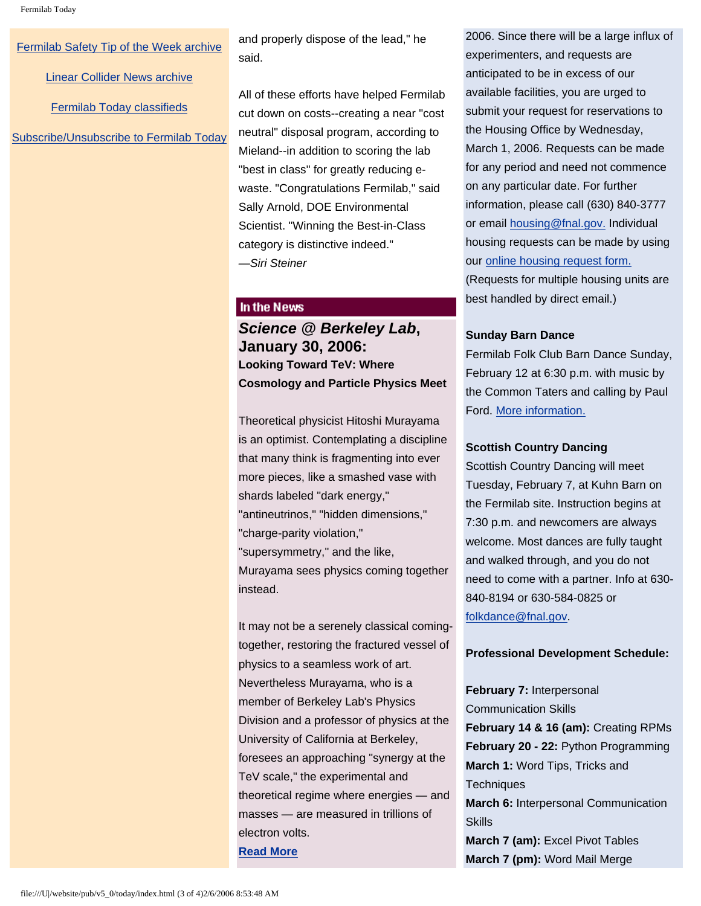[Fermilab Safety Tip of the Week archive]

[Linear Collider News archive]

[Fermilab Today classifieds]

[Subscribe/Unsubscribe to Fermilab Today]

and properly dispose of the lead," he said.

All of these efforts have helped Fermilab cut down on costs--creating a near "cost neutral" disposal program, according to Mieland--in addition to scoring the lab "best in class" for greatly reducing e-waste. "Congratulations Fermilab," said Sally Arnold, DOE Environmental Scientist. "Winning the Best-in-Class category is distinctive indeed."
*—Siri Steiner*

## In the News

### *Science @ Berkeley Lab*, January 30, 2006:

**Looking Toward TeV: Where Cosmology and Particle Physics Meet**

Theoretical physicist Hitoshi Murayama is an optimist. Contemplating a discipline that many think is fragmenting into ever more pieces, like a smashed vase with shards labeled "dark energy," "antineutrinos," "hidden dimensions," "charge-parity violation," "supersymmetry," and the like, Murayama sees physics coming together instead.

It may not be a serenely classical coming-together, restoring the fractured vessel of physics to a seamless work of art. Nevertheless Murayama, who is a member of Berkeley Lab's Physics Division and a professor of physics at the University of California at Berkeley, foresees an approaching "synergy at the TeV scale," the experimental and theoretical regime where energies — and masses — are measured in trillions of electron volts.

**Read More**

2006. Since there will be a large influx of experimenters, and requests are anticipated to be in excess of our available facilities, you are urged to submit your request for reservations to the Housing Office by Wednesday, March 1, 2006. Requests can be made for any period and need not commence on any particular date. For further information, please call (630) 840-3777 or email housing@fnal.gov. Individual housing requests can be made by using our online housing request form. (Requests for multiple housing units are best handled by direct email.)

**Sunday Barn Dance**
Fermilab Folk Club Barn Dance Sunday, February 12 at 6:30 p.m. with music by the Common Taters and calling by Paul Ford. More information.

**Scottish Country Dancing**
Scottish Country Dancing will meet Tuesday, February 7, at Kuhn Barn on the Fermilab site. Instruction begins at 7:30 p.m. and newcomers are always welcome. Most dances are fully taught and walked through, and you do not need to come with a partner. Info at 630-840-8194 or 630-584-0825 or folkdance@fnal.gov.

**Professional Development Schedule:**

**February 7:** Interpersonal Communication Skills
**February 14 & 16 (am):** Creating RPMs
**February 20 - 22:** Python Programming
**March 1:** Word Tips, Tricks and Techniques
**March 6:** Interpersonal Communication Skills
**March 7 (am):** Excel Pivot Tables
**March 7 (pm):** Word Mail Merge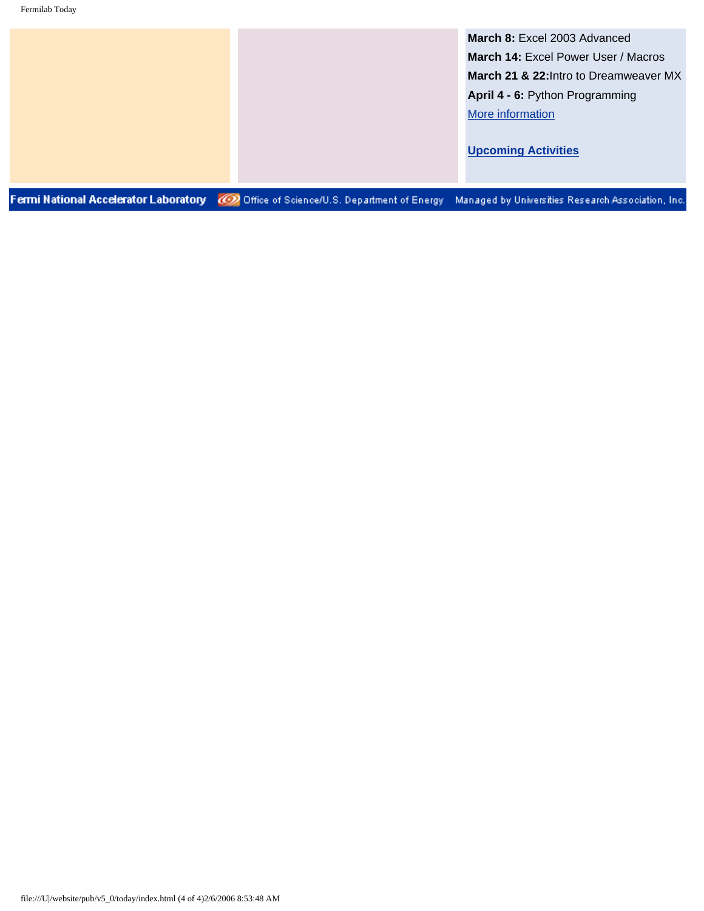**March 8:** Excel 2003 Advanced

**March 14:** Excel Power User / Macros

**March 21 & 22:**Intro to Dreamweaver MX

**April 4 - 6:** Python Programming

More information

**Upcoming Activities**

Fermi National Accelerator Laboratory Office of Science/U.S. Department of Energy Managed by Universities Research Association, Inc.